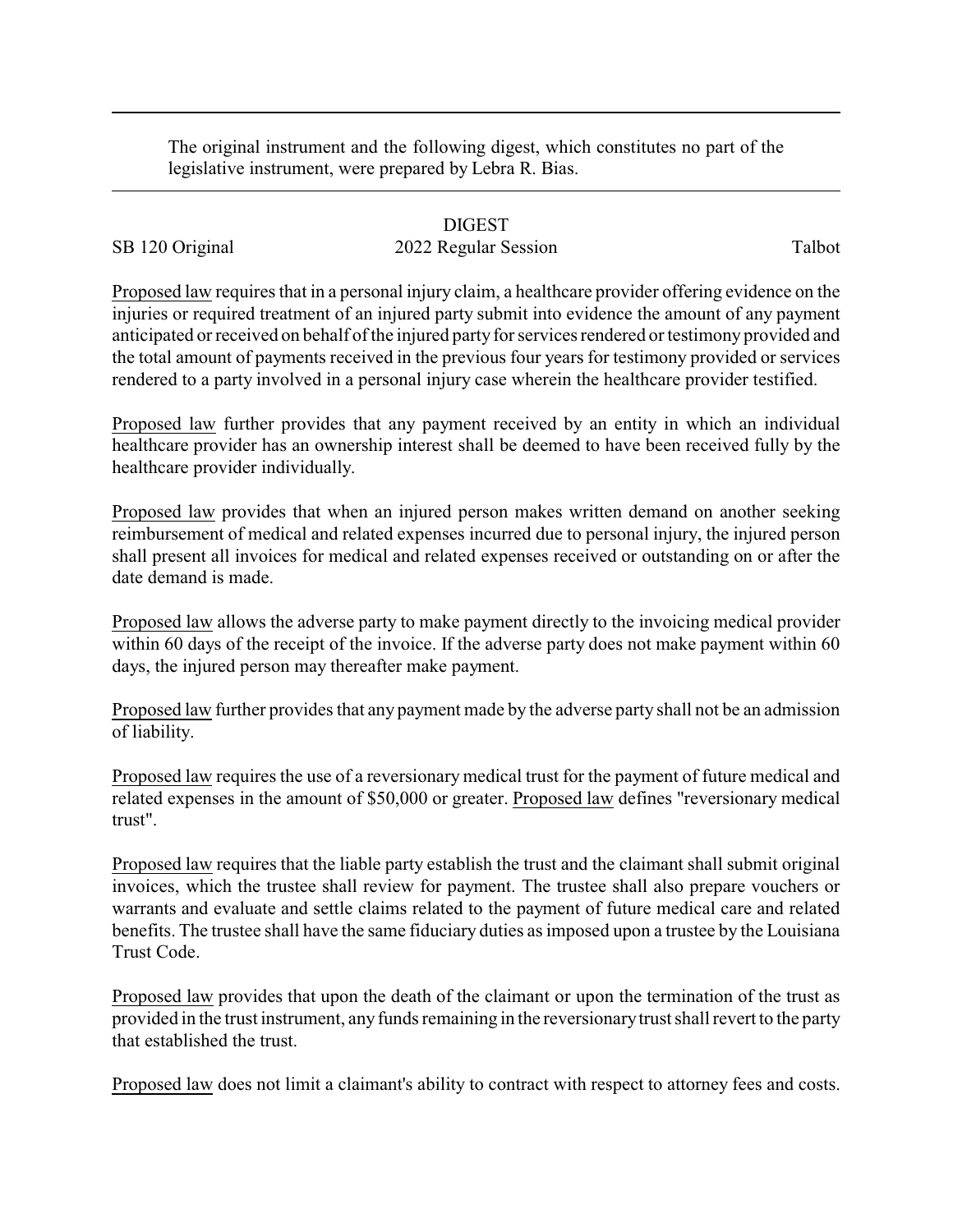The original instrument and the following digest, which constitutes no part of the legislative instrument, were prepared by Lebra R. Bias.

# DIGEST

SB 120 Original 2022 Regular Session Talbot

Proposed law requires that in a personal injury claim, a healthcare provider offering evidence on the injuries or required treatment of an injured party submit into evidence the amount of any payment anticipated or received on behalf of the injured party for services rendered or testimony provided and the total amount of payments received in the previous four years for testimony provided or services rendered to a party involved in a personal injury case wherein the healthcare provider testified.

Proposed law further provides that any payment received by an entity in which an individual healthcare provider has an ownership interest shall be deemed to have been received fully by the healthcare provider individually.

Proposed law provides that when an injured person makes written demand on another seeking reimbursement of medical and related expenses incurred due to personal injury, the injured person shall present all invoices for medical and related expenses received or outstanding on or after the date demand is made.

Proposed law allows the adverse party to make payment directly to the invoicing medical provider within 60 days of the receipt of the invoice. If the adverse party does not make payment within 60 days, the injured person may thereafter make payment.

Proposed law further provides that any payment made by the adverse party shall not be an admission of liability.

Proposed law requires the use of a reversionary medical trust for the payment of future medical and related expenses in the amount of $50,000 or greater. Proposed law defines "reversionary medical trust".

Proposed law requires that the liable party establish the trust and the claimant shall submit original invoices, which the trustee shall review for payment. The trustee shall also prepare vouchers or warrants and evaluate and settle claims related to the payment of future medical care and related benefits. The trustee shall have the same fiduciary duties as imposed upon a trustee by the Louisiana Trust Code.

Proposed law provides that upon the death of the claimant or upon the termination of the trust as provided in the trust instrument, any funds remaining in the reversionary trust shall revert to the party that established the trust.

Proposed law does not limit a claimant's ability to contract with respect to attorney fees and costs.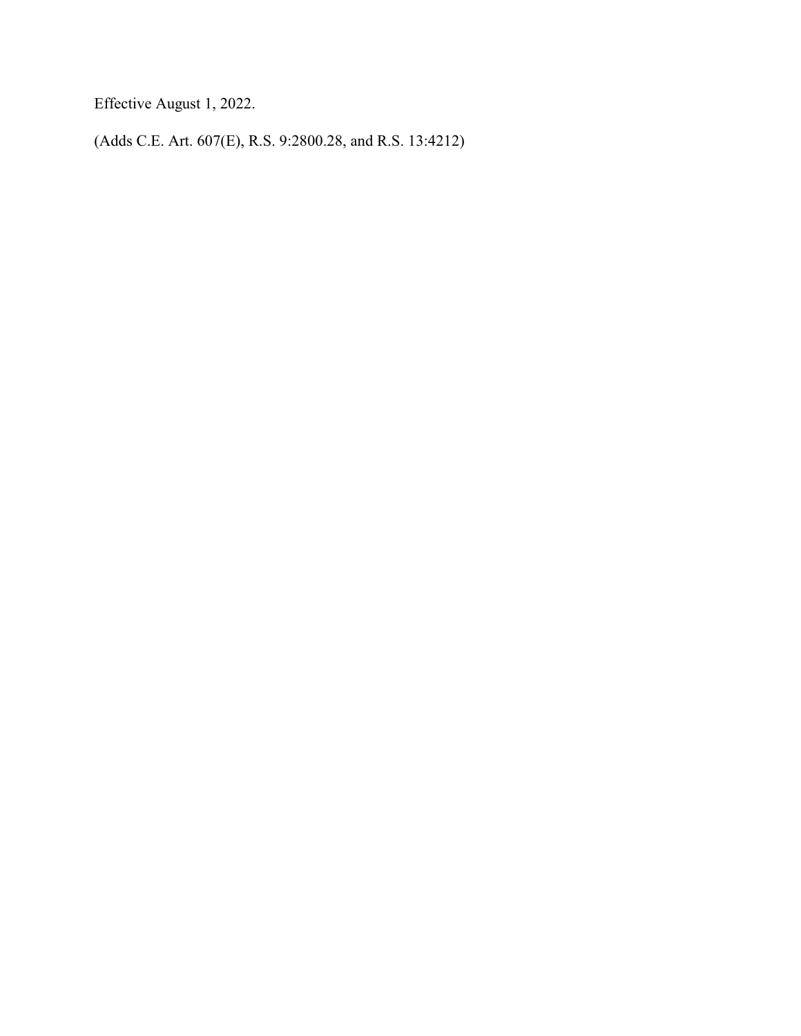Effective August 1, 2022.

(Adds C.E. Art. 607(E), R.S. 9:2800.28, and R.S. 13:4212)